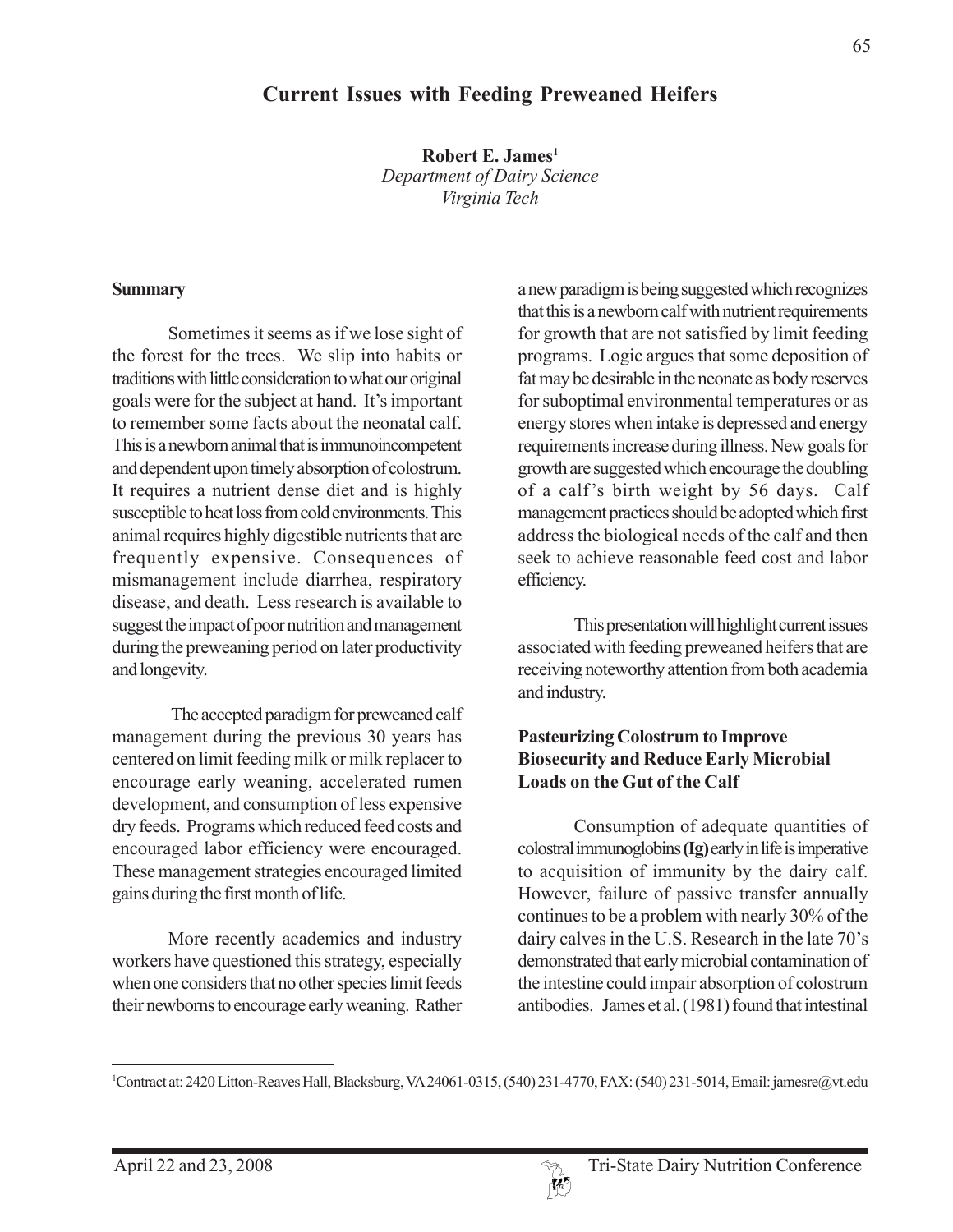# Current Issues with Feeding Preweaned Heifers

**Robert E. James**[1]
*Department of Dairy Science*
*Virginia Tech*

## Summary

Sometimes it seems as if we lose sight of the forest for the trees. We slip into habits or traditions with little consideration to what our original goals were for the subject at hand. It's important to remember some facts about the neonatal calf. This is a newborn animal that is immunoincompetent and dependent upon timely absorption of colostrum. It requires a nutrient dense diet and is highly susceptible to heat loss from cold environments. This animal requires highly digestible nutrients that are frequently expensive. Consequences of mismanagement include diarrhea, respiratory disease, and death. Less research is available to suggest the impact of poor nutrition and management during the preweaning period on later productivity and longevity.

The accepted paradigm for preweaned calf management during the previous 30 years has centered on limit feeding milk or milk replacer to encourage early weaning, accelerated rumen development, and consumption of less expensive dry feeds. Programs which reduced feed costs and encouraged labor efficiency were encouraged. These management strategies encouraged limited gains during the first month of life.

More recently academics and industry workers have questioned this strategy, especially when one considers that no other species limit feeds their newborns to encourage early weaning. Rather a new paradigm is being suggested which recognizes that this is a newborn calf with nutrient requirements for growth that are not satisfied by limit feeding programs. Logic argues that some deposition of fat may be desirable in the neonate as body reserves for suboptimal environmental temperatures or as energy stores when intake is depressed and energy requirements increase during illness. New goals for growth are suggested which encourage the doubling of a calf's birth weight by 56 days. Calf management practices should be adopted which first address the biological needs of the calf and then seek to achieve reasonable feed cost and labor efficiency.

This presentation will highlight current issues associated with feeding preweaned heifers that are receiving noteworthy attention from both academia and industry.

## Pasteurizing Colostrum to Improve Biosecurity and Reduce Early Microbial Loads on the Gut of the Calf

Consumption of adequate quantities of colostral immunoglobins **(Ig)** early in life is imperative to acquisition of immunity by the dairy calf. However, failure of passive transfer annually continues to be a problem with nearly 30% of the dairy calves in the U.S. Research in the late 70's demonstrated that early microbial contamination of the intestine could impair absorption of colostrum antibodies. James et al. (1981) found that intestinal

[1]Contract at: 2420 Litton-Reaves Hall, Blacksburg, VA 24061-0315, (540) 231-4770, FAX: (540) 231-5014, Email: jamesre@vt.edu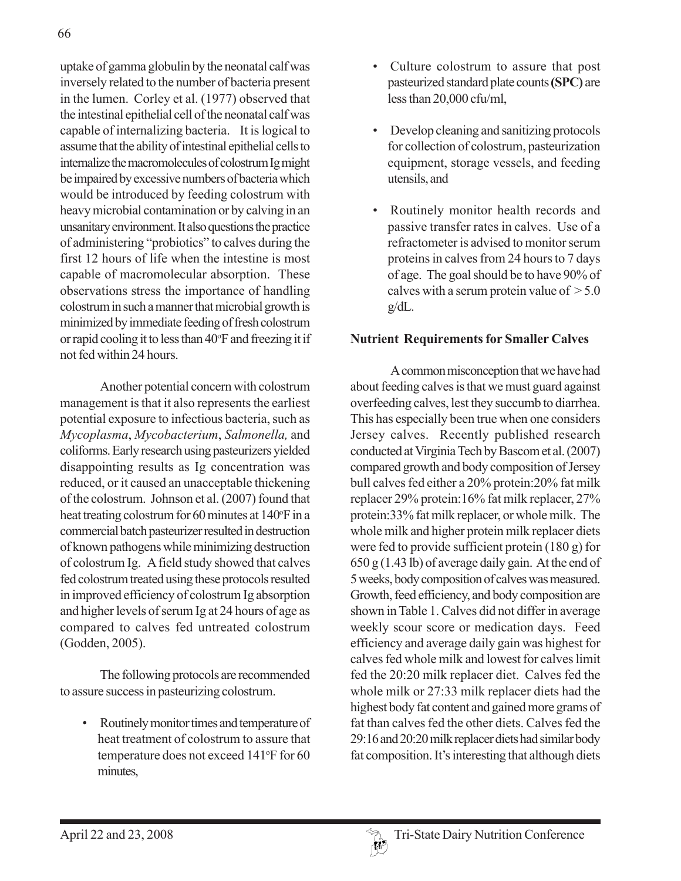uptake of gamma globulin by the neonatal calf was inversely related to the number of bacteria present in the lumen. Corley et al. (1977) observed that the intestinal epithelial cell of the neonatal calf was capable of internalizing bacteria. It is logical to assume that the ability of intestinal epithelial cells to internalize the macromolecules of colostrum Ig might be impaired by excessive numbers of bacteria which would be introduced by feeding colostrum with heavy microbial contamination or by calving in an unsanitary environment. It also questions the practice of administering "probiotics" to calves during the first 12 hours of life when the intestine is most capable of macromolecular absorption. These observations stress the importance of handling colostrum in such a manner that microbial growth is minimized by immediate feeding of fresh colostrum or rapid cooling it to less than 40°F and freezing it if not fed within 24 hours.

Another potential concern with colostrum management is that it also represents the earliest potential exposure to infectious bacteria, such as *Mycoplasma*, *Mycobacterium*, *Salmonella,* and coliforms. Early research using pasteurizers yielded disappointing results as Ig concentration was reduced, or it caused an unacceptable thickening of the colostrum. Johnson et al. (2007) found that heat treating colostrum for 60 minutes at 140°F in a commercial batch pasteurizer resulted in destruction of known pathogens while minimizing destruction of colostrum Ig. A field study showed that calves fed colostrum treated using these protocols resulted in improved efficiency of colostrum Ig absorption and higher levels of serum Ig at 24 hours of age as compared to calves fed untreated colostrum (Godden, 2005).

The following protocols are recommended to assure success in pasteurizing colostrum.

- Routinely monitor times and temperature of heat treatment of colostrum to assure that temperature does not exceed 141°F for 60 minutes,
- Culture colostrum to assure that post pasteurized standard plate counts **(SPC)** are less than 20,000 cfu/ml,
- Develop cleaning and sanitizing protocols for collection of colostrum, pasteurization equipment, storage vessels, and feeding utensils, and
- Routinely monitor health records and passive transfer rates in calves. Use of a refractometer is advised to monitor serum proteins in calves from 24 hours to 7 days of age. The goal should be to have 90% of calves with a serum protein value of > 5.0 g/dL.

**Nutrient Requirements for Smaller Calves**

A common misconception that we have had about feeding calves is that we must guard against overfeeding calves, lest they succumb to diarrhea. This has especially been true when one considers Jersey calves. Recently published research conducted at Virginia Tech by Bascom et al. (2007) compared growth and body composition of Jersey bull calves fed either a 20% protein:20% fat milk replacer 29% protein:16% fat milk replacer, 27% protein:33% fat milk replacer, or whole milk. The whole milk and higher protein milk replacer diets were fed to provide sufficient protein (180 g) for 650 g (1.43 lb) of average daily gain. At the end of 5 weeks, body composition of calves was measured. Growth, feed efficiency, and body composition are shown in Table 1. Calves did not differ in average weekly scour score or medication days. Feed efficiency and average daily gain was highest for calves fed whole milk and lowest for calves limit fed the 20:20 milk replacer diet. Calves fed the whole milk or 27:33 milk replacer diets had the highest body fat content and gained more grams of fat than calves fed the other diets. Calves fed the 29:16 and 20:20 milk replacer diets had similar body fat composition. It's interesting that although diets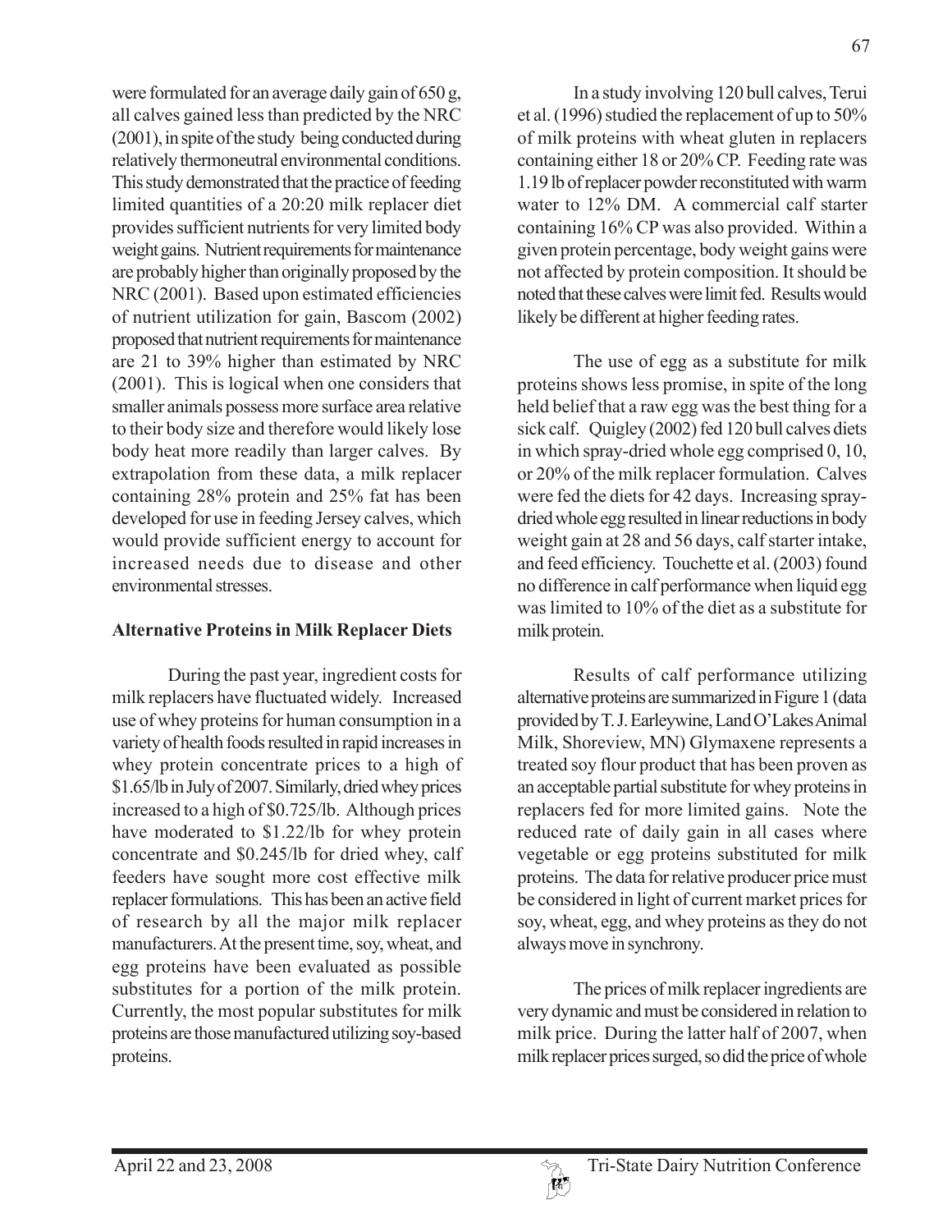were formulated for an average daily gain of 650 g, all calves gained less than predicted by the NRC (2001), in spite of the study being conducted during relatively thermoneutral environmental conditions. This study demonstrated that the practice of feeding limited quantities of a 20:20 milk replacer diet provides sufficient nutrients for very limited body weight gains. Nutrient requirements for maintenance are probably higher than originally proposed by the NRC (2001). Based upon estimated efficiencies of nutrient utilization for gain, Bascom (2002) proposed that nutrient requirements for maintenance are 21 to 39% higher than estimated by NRC (2001). This is logical when one considers that smaller animals possess more surface area relative to their body size and therefore would likely lose body heat more readily than larger calves. By extrapolation from these data, a milk replacer containing 28% protein and 25% fat has been developed for use in feeding Jersey calves, which would provide sufficient energy to account for increased needs due to disease and other environmental stresses.

## Alternative Proteins in Milk Replacer Diets

During the past year, ingredient costs for milk replacers have fluctuated widely. Increased use of whey proteins for human consumption in a variety of health foods resulted in rapid increases in whey protein concentrate prices to a high of $1.65/lb in July of 2007. Similarly, dried whey prices increased to a high of $0.725/lb. Although prices have moderated to $1.22/lb for whey protein concentrate and $0.245/lb for dried whey, calf feeders have sought more cost effective milk replacer formulations. This has been an active field of research by all the major milk replacer manufacturers. At the present time, soy, wheat, and egg proteins have been evaluated as possible substitutes for a portion of the milk protein. Currently, the most popular substitutes for milk proteins are those manufactured utilizing soy-based proteins.

In a study involving 120 bull calves, Terui et al. (1996) studied the replacement of up to 50% of milk proteins with wheat gluten in replacers containing either 18 or 20% CP. Feeding rate was 1.19 lb of replacer powder reconstituted with warm water to 12% DM. A commercial calf starter containing 16% CP was also provided. Within a given protein percentage, body weight gains were not affected by protein composition. It should be noted that these calves were limit fed. Results would likely be different at higher feeding rates.

The use of egg as a substitute for milk proteins shows less promise, in spite of the long held belief that a raw egg was the best thing for a sick calf. Quigley (2002) fed 120 bull calves diets in which spray-dried whole egg comprised 0, 10, or 20% of the milk replacer formulation. Calves were fed the diets for 42 days. Increasing spray-dried whole egg resulted in linear reductions in body weight gain at 28 and 56 days, calf starter intake, and feed efficiency. Touchette et al. (2003) found no difference in calf performance when liquid egg was limited to 10% of the diet as a substitute for milk protein.

Results of calf performance utilizing alternative proteins are summarized in Figure 1 (data provided by T. J. Earleywine, Land O'Lakes Animal Milk, Shoreview, MN) Glymaxene represents a treated soy flour product that has been proven as an acceptable partial substitute for whey proteins in replacers fed for more limited gains. Note the reduced rate of daily gain in all cases where vegetable or egg proteins substituted for milk proteins. The data for relative producer price must be considered in light of current market prices for soy, wheat, egg, and whey proteins as they do not always move in synchrony.

The prices of milk replacer ingredients are very dynamic and must be considered in relation to milk price. During the latter half of 2007, when milk replacer prices surged, so did the price of whole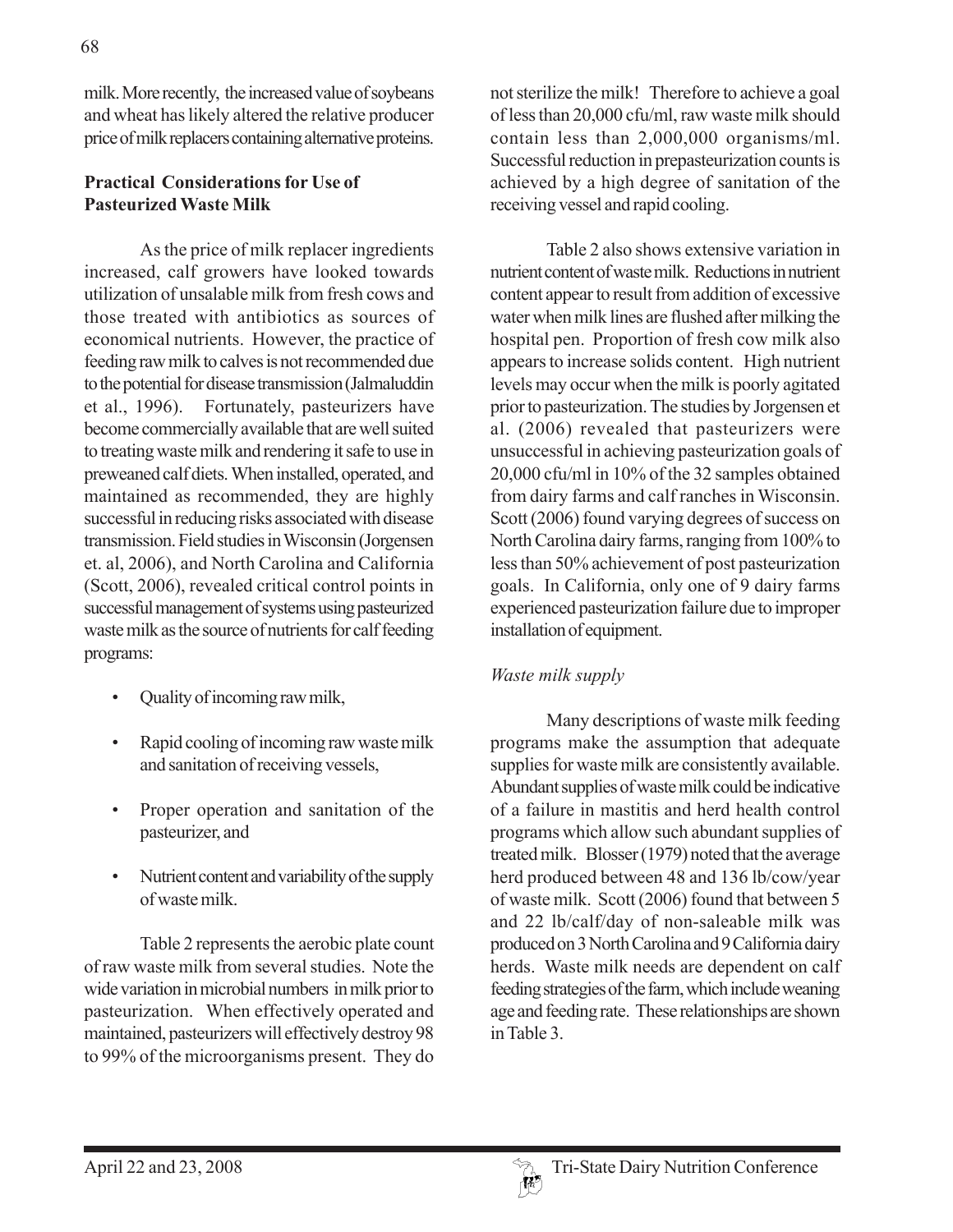milk. More recently, the increased value of soybeans and wheat has likely altered the relative producer price of milk replacers containing alternative proteins.

**Practical Considerations for Use of Pasteurized Waste Milk**

As the price of milk replacer ingredients increased, calf growers have looked towards utilization of unsalable milk from fresh cows and those treated with antibiotics as sources of economical nutrients. However, the practice of feeding raw milk to calves is not recommended due to the potential for disease transmission (Jalmaluddin et al., 1996). Fortunately, pasteurizers have become commercially available that are well suited to treating waste milk and rendering it safe to use in preweaned calf diets. When installed, operated, and maintained as recommended, they are highly successful in reducing risks associated with disease transmission. Field studies in Wisconsin (Jorgensen et. al, 2006), and North Carolina and California (Scott, 2006), revealed critical control points in successful management of systems using pasteurized waste milk as the source of nutrients for calf feeding programs:

- Quality of incoming raw milk,
- Rapid cooling of incoming raw waste milk and sanitation of receiving vessels,
- Proper operation and sanitation of the pasteurizer, and
- Nutrient content and variability of the supply of waste milk.

Table 2 represents the aerobic plate count of raw waste milk from several studies. Note the wide variation in microbial numbers in milk prior to pasteurization. When effectively operated and maintained, pasteurizers will effectively destroy 98 to 99% of the microorganisms present. They do not sterilize the milk! Therefore to achieve a goal of less than 20,000 cfu/ml, raw waste milk should contain less than 2,000,000 organisms/ml. Successful reduction in prepasteurization counts is achieved by a high degree of sanitation of the receiving vessel and rapid cooling.

Table 2 also shows extensive variation in nutrient content of waste milk. Reductions in nutrient content appear to result from addition of excessive water when milk lines are flushed after milking the hospital pen. Proportion of fresh cow milk also appears to increase solids content. High nutrient levels may occur when the milk is poorly agitated prior to pasteurization. The studies by Jorgensen et al. (2006) revealed that pasteurizers were unsuccessful in achieving pasteurization goals of 20,000 cfu/ml in 10% of the 32 samples obtained from dairy farms and calf ranches in Wisconsin. Scott (2006) found varying degrees of success on North Carolina dairy farms, ranging from 100% to less than 50% achievement of post pasteurization goals. In California, only one of 9 dairy farms experienced pasteurization failure due to improper installation of equipment.

*Waste milk supply*

Many descriptions of waste milk feeding programs make the assumption that adequate supplies for waste milk are consistently available. Abundant supplies of waste milk could be indicative of a failure in mastitis and herd health control programs which allow such abundant supplies of treated milk. Blosser (1979) noted that the average herd produced between 48 and 136 lb/cow/year of waste milk. Scott (2006) found that between 5 and 22 lb/calf/day of non-saleable milk was produced on 3 North Carolina and 9 California dairy herds. Waste milk needs are dependent on calf feeding strategies of the farm, which include weaning age and feeding rate. These relationships are shown in Table 3.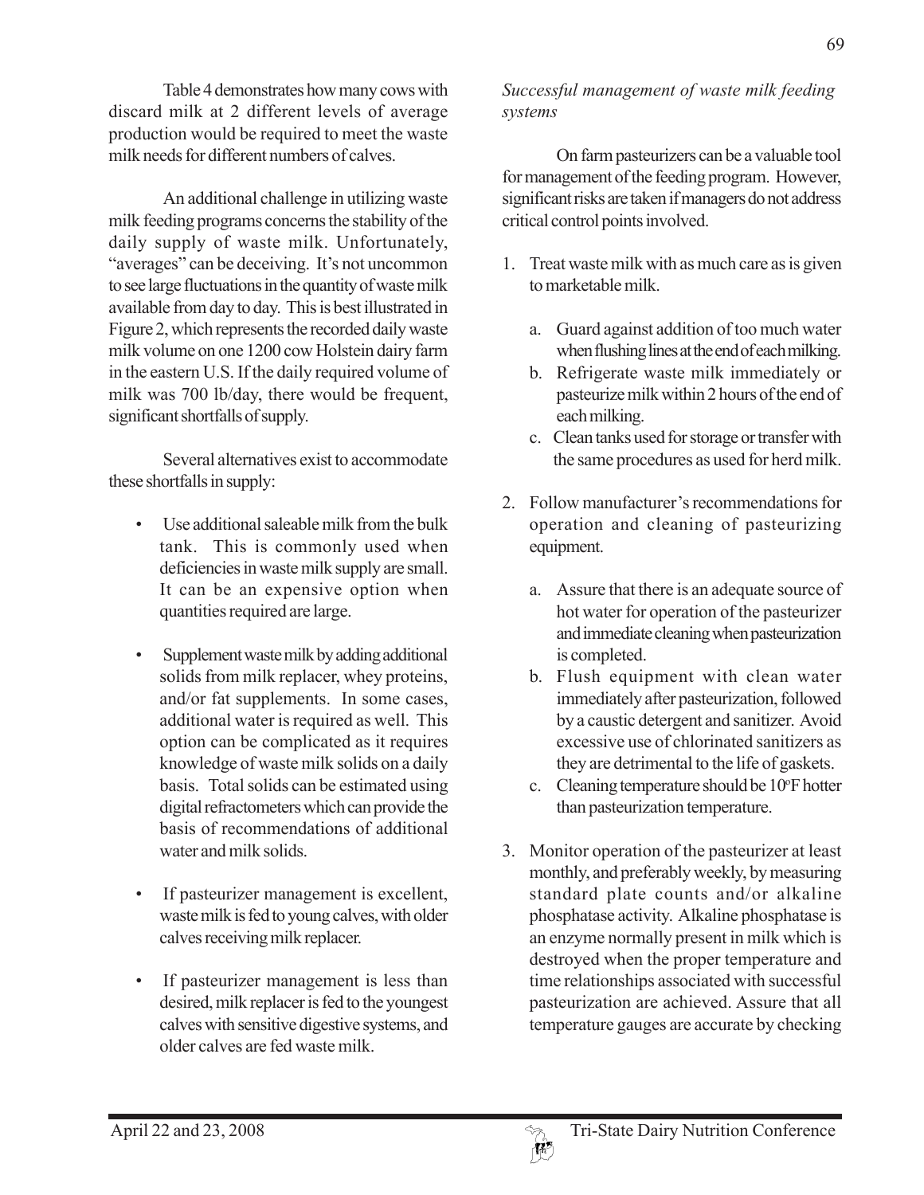Table 4 demonstrates how many cows with discard milk at 2 different levels of average production would be required to meet the waste milk needs for different numbers of calves.

An additional challenge in utilizing waste milk feeding programs concerns the stability of the daily supply of waste milk. Unfortunately, "averages" can be deceiving. It's not uncommon to see large fluctuations in the quantity of waste milk available from day to day. This is best illustrated in Figure 2, which represents the recorded daily waste milk volume on one 1200 cow Holstein dairy farm in the eastern U.S. If the daily required volume of milk was 700 lb/day, there would be frequent, significant shortfalls of supply.

Several alternatives exist to accommodate these shortfalls in supply:

- Use additional saleable milk from the bulk tank. This is commonly used when deficiencies in waste milk supply are small. It can be an expensive option when quantities required are large.
- Supplement waste milk by adding additional solids from milk replacer, whey proteins, and/or fat supplements. In some cases, additional water is required as well. This option can be complicated as it requires knowledge of waste milk solids on a daily basis. Total solids can be estimated using digital refractometers which can provide the basis of recommendations of additional water and milk solids.
- If pasteurizer management is excellent, waste milk is fed to young calves, with older calves receiving milk replacer.
- If pasteurizer management is less than desired, milk replacer is fed to the youngest calves with sensitive digestive systems, and older calves are fed waste milk.

*Successful management of waste milk feeding systems*

On farm pasteurizers can be a valuable tool for management of the feeding program. However, significant risks are taken if managers do not address critical control points involved.

1. Treat waste milk with as much care as is given to marketable milk.
   a. Guard against addition of too much water when flushing lines at the end of each milking.
   b. Refrigerate waste milk immediately or pasteurize milk within 2 hours of the end of each milking.
   c. Clean tanks used for storage or transfer with the same procedures as used for herd milk.
2. Follow manufacturer's recommendations for operation and cleaning of pasteurizing equipment.
   a. Assure that there is an adequate source of hot water for operation of the pasteurizer and immediate cleaning when pasteurization is completed.
   b. Flush equipment with clean water immediately after pasteurization, followed by a caustic detergent and sanitizer. Avoid excessive use of chlorinated sanitizers as they are detrimental to the life of gaskets.
   c. Cleaning temperature should be 10°F hotter than pasteurization temperature.
3. Monitor operation of the pasteurizer at least monthly, and preferably weekly, by measuring standard plate counts and/or alkaline phosphatase activity. Alkaline phosphatase is an enzyme normally present in milk which is destroyed when the proper temperature and time relationships associated with successful pasteurization are achieved. Assure that all temperature gauges are accurate by checking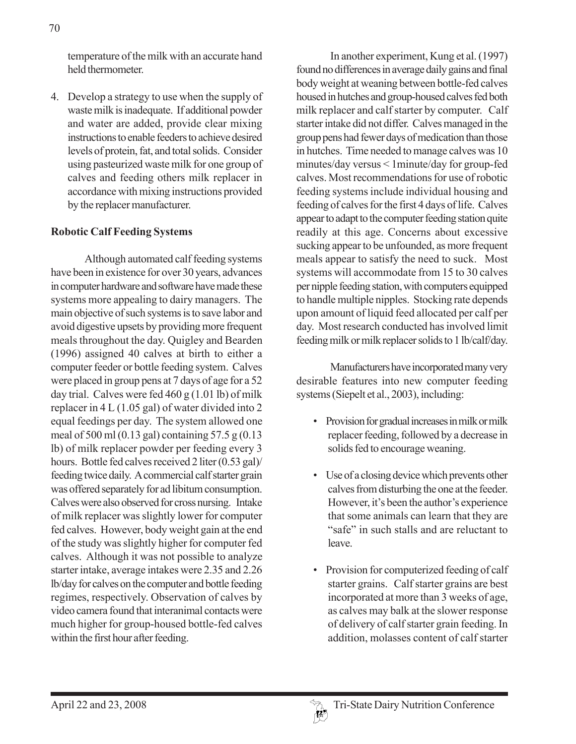temperature of the milk with an accurate hand held thermometer.

4. Develop a strategy to use when the supply of waste milk is inadequate. If additional powder and water are added, provide clear mixing instructions to enable feeders to achieve desired levels of protein, fat, and total solids. Consider using pasteurized waste milk for one group of calves and feeding others milk replacer in accordance with mixing instructions provided by the replacer manufacturer.

**Robotic Calf Feeding Systems**

Although automated calf feeding systems have been in existence for over 30 years, advances in computer hardware and software have made these systems more appealing to dairy managers. The main objective of such systems is to save labor and avoid digestive upsets by providing more frequent meals throughout the day. Quigley and Bearden (1996) assigned 40 calves at birth to either a computer feeder or bottle feeding system. Calves were placed in group pens at 7 days of age for a 52 day trial. Calves were fed 460 g (1.01 lb) of milk replacer in 4 L (1.05 gal) of water divided into 2 equal feedings per day. The system allowed one meal of 500 ml (0.13 gal) containing 57.5 g (0.13 lb) of milk replacer powder per feeding every 3 hours. Bottle fed calves received 2 liter (0.53 gal)/feeding twice daily. A commercial calf starter grain was offered separately for ad libitum consumption. Calves were also observed for cross nursing. Intake of milk replacer was slightly lower for computer fed calves. However, body weight gain at the end of the study was slightly higher for computer fed calves. Although it was not possible to analyze starter intake, average intakes were 2.35 and 2.26 lb/day for calves on the computer and bottle feeding regimes, respectively. Observation of calves by video camera found that interanimal contacts were much higher for group-housed bottle-fed calves within the first hour after feeding.

In another experiment, Kung et al. (1997) found no differences in average daily gains and final body weight at weaning between bottle-fed calves housed in hutches and group-housed calves fed both milk replacer and calf starter by computer. Calf starter intake did not differ. Calves managed in the group pens had fewer days of medication than those in hutches. Time needed to manage calves was 10 minutes/day versus < 1minute/day for group-fed calves. Most recommendations for use of robotic feeding systems include individual housing and feeding of calves for the first 4 days of life. Calves appear to adapt to the computer feeding station quite readily at this age. Concerns about excessive sucking appear to be unfounded, as more frequent meals appear to satisfy the need to suck. Most systems will accommodate from 15 to 30 calves per nipple feeding station, with computers equipped to handle multiple nipples. Stocking rate depends upon amount of liquid feed allocated per calf per day. Most research conducted has involved limit feeding milk or milk replacer solids to 1 lb/calf/day.

Manufacturers have incorporated many very desirable features into new computer feeding systems (Siepelt et al., 2003), including:

- Provision for gradual increases in milk or milk replacer feeding, followed by a decrease in solids fed to encourage weaning.
- Use of a closing device which prevents other calves from disturbing the one at the feeder. However, it's been the author's experience that some animals can learn that they are "safe" in such stalls and are reluctant to leave.
- Provision for computerized feeding of calf starter grains. Calf starter grains are best incorporated at more than 3 weeks of age, as calves may balk at the slower response of delivery of calf starter grain feeding. In addition, molasses content of calf starter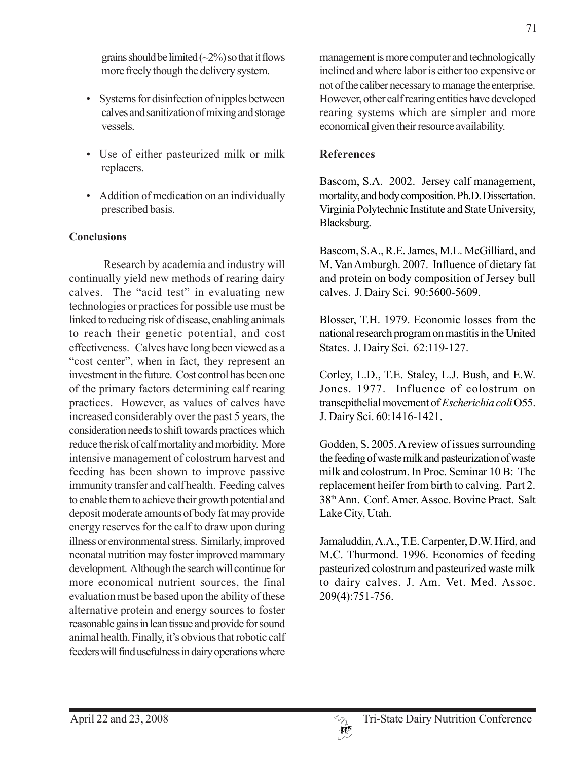grains should be limited (~2%) so that it flows more freely though the delivery system.

- Systems for disinfection of nipples between calves and sanitization of mixing and storage vessels.
- Use of either pasteurized milk or milk replacers.
- Addition of medication on an individually prescribed basis.

**Conclusions**

Research by academia and industry will continually yield new methods of rearing dairy calves. The "acid test" in evaluating new technologies or practices for possible use must be linked to reducing risk of disease, enabling animals to reach their genetic potential, and cost effectiveness. Calves have long been viewed as a "cost center", when in fact, they represent an investment in the future. Cost control has been one of the primary factors determining calf rearing practices. However, as values of calves have increased considerably over the past 5 years, the consideration needs to shift towards practices which reduce the risk of calf mortality and morbidity. More intensive management of colostrum harvest and feeding has been shown to improve passive immunity transfer and calf health. Feeding calves to enable them to achieve their growth potential and deposit moderate amounts of body fat may provide energy reserves for the calf to draw upon during illness or environmental stress. Similarly, improved neonatal nutrition may foster improved mammary development. Although the search will continue for more economical nutrient sources, the final evaluation must be based upon the ability of these alternative protein and energy sources to foster reasonable gains in lean tissue and provide for sound animal health. Finally, it's obvious that robotic calf feeders will find usefulness in dairy operations where management is more computer and technologically inclined and where labor is either too expensive or not of the caliber necessary to manage the enterprise. However, other calf rearing entities have developed rearing systems which are simpler and more economical given their resource availability.

**References**

Bascom, S.A. 2002. Jersey calf management, mortality, and body composition. Ph.D. Dissertation. Virginia Polytechnic Institute and State University, Blacksburg.

Bascom, S.A., R.E. James, M.L. McGilliard, and M. Van Amburgh. 2007. Influence of dietary fat and protein on body composition of Jersey bull calves. J. Dairy Sci. 90:5600-5609.

Blosser, T.H. 1979. Economic losses from the national research program on mastitis in the United States. J. Dairy Sci. 62:119-127.

Corley, L.D., T.E. Staley, L.J. Bush, and E.W. Jones. 1977. Influence of colostrum on transepithelial movement of *Escherichia coli* O55. J. Dairy Sci. 60:1416-1421.

Godden, S. 2005. A review of issues surrounding the feeding of waste milk and pasteurization of waste milk and colostrum. In Proc. Seminar 10 B: The replacement heifer from birth to calving. Part 2. 38th Ann. Conf. Amer. Assoc. Bovine Pract. Salt Lake City, Utah.

Jamaluddin, A.A., T.E. Carpenter, D.W. Hird, and M.C. Thurmond. 1996. Economics of feeding pasteurized colostrum and pasteurized waste milk to dairy calves. J. Am. Vet. Med. Assoc. 209(4):751-756.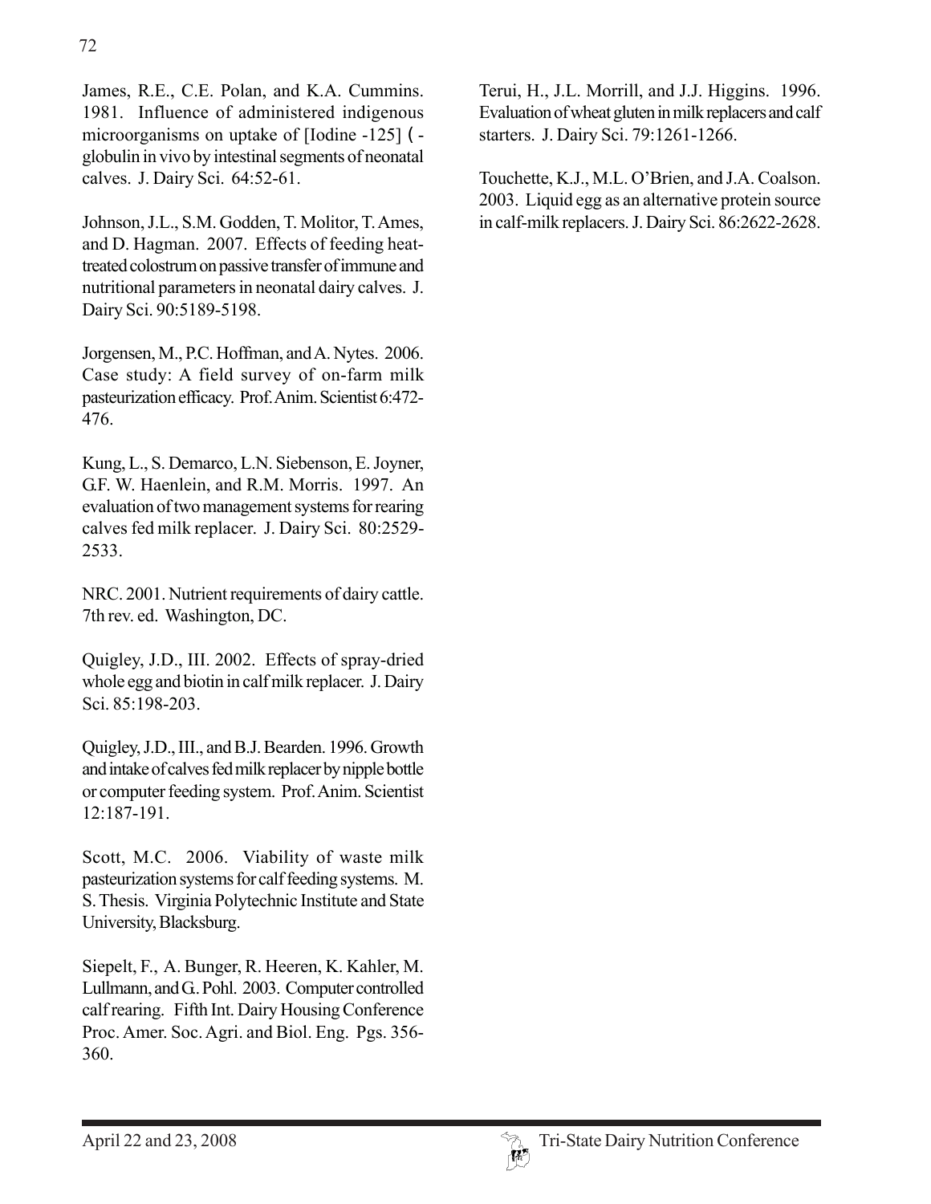James, R.E., C.E. Polan, and K.A. Cummins. 1981. Influence of administered indigenous microorganisms on uptake of [Iodine -125] ( - globulin in vivo by intestinal segments of neonatal calves. J. Dairy Sci. 64:52-61.

Johnson, J.L., S.M. Godden, T. Molitor, T. Ames, and D. Hagman. 2007. Effects of feeding heat-treated colostrum on passive transfer of immune and nutritional parameters in neonatal dairy calves. J. Dairy Sci. 90:5189-5198.

Jorgensen, M., P.C. Hoffman, and A. Nytes. 2006. Case study: A field survey of on-farm milk pasteurization efficacy. Prof. Anim. Scientist 6:472-476.

Kung, L., S. Demarco, L.N. Siebenson, E. Joyner, G.F. W. Haenlein, and R.M. Morris. 1997. An evaluation of two management systems for rearing calves fed milk replacer. J. Dairy Sci. 80:2529-2533.

NRC. 2001. Nutrient requirements of dairy cattle. 7th rev. ed. Washington, DC.

Quigley, J.D., III. 2002. Effects of spray-dried whole egg and biotin in calf milk replacer. J. Dairy Sci. 85:198-203.

Quigley, J.D., III., and B.J. Bearden. 1996. Growth and intake of calves fed milk replacer by nipple bottle or computer feeding system. Prof. Anim. Scientist 12:187-191.

Scott, M.C. 2006. Viability of waste milk pasteurization systems for calf feeding systems. M. S. Thesis. Virginia Polytechnic Institute and State University, Blacksburg.

Siepelt, F., A. Bunger, R. Heeren, K. Kahler, M. Lullmann, and G. Pohl. 2003. Computer controlled calf rearing. Fifth Int. Dairy Housing Conference Proc. Amer. Soc. Agri. and Biol. Eng. Pgs. 356-360.

Terui, H., J.L. Morrill, and J.J. Higgins. 1996. Evaluation of wheat gluten in milk replacers and calf starters. J. Dairy Sci. 79:1261-1266.

Touchette, K.J., M.L. O'Brien, and J.A. Coalson. 2003. Liquid egg as an alternative protein source in calf-milk replacers. J. Dairy Sci. 86:2622-2628.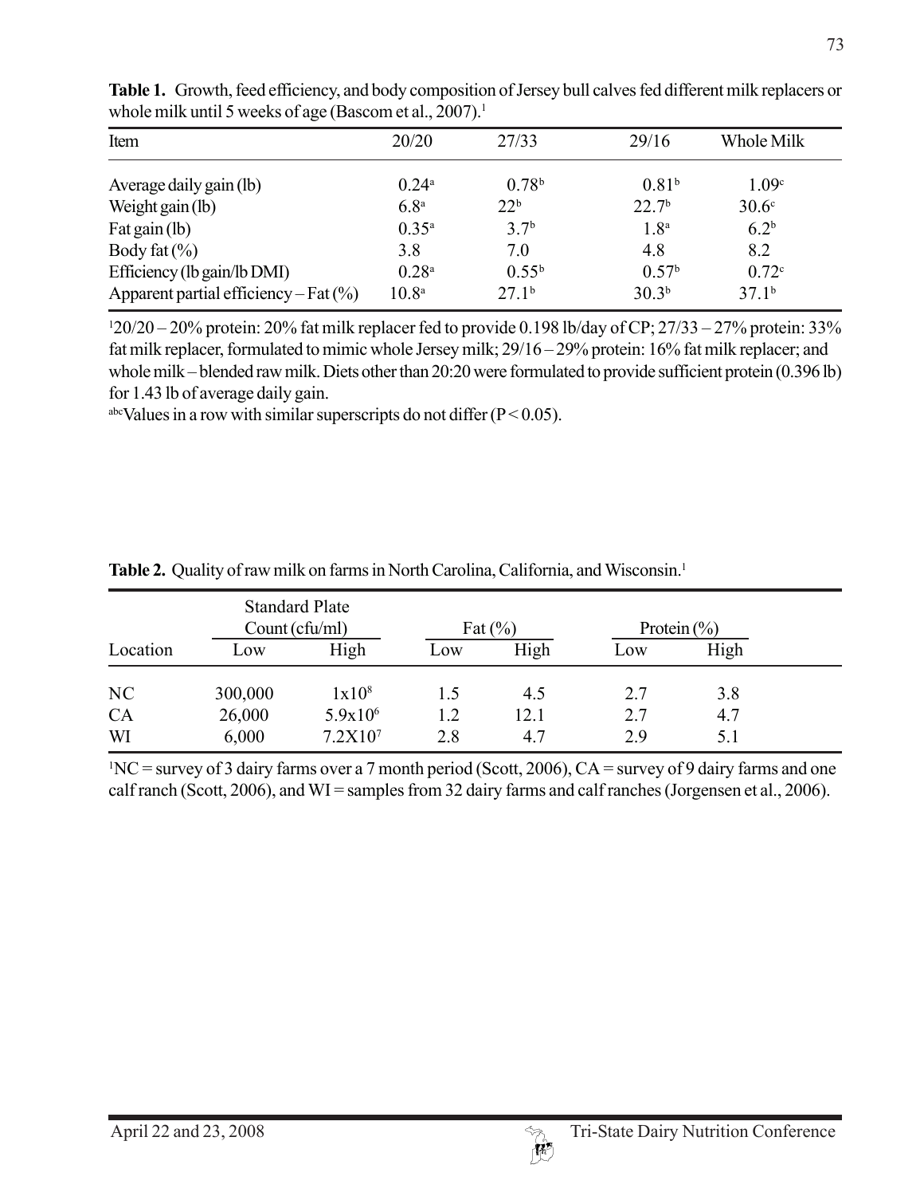**Table 1.** Growth, feed efficiency, and body composition of Jersey bull calves fed different milk replacers or whole milk until 5 weeks of age (Bascom et al., 2007).[1]

| Item | 20/20 | 27/33 | 29/16 | Whole Milk |
|---|---|---|---|---|
| Average daily gain (lb) | 0.24[a] | 0.78[b] | 0.81[b] | 1.09[c] |
| Weight gain (lb) | 6.8[a] | 22[b] | 22.7[b] | 30.6[c] |
| Fat gain (lb) | 0.35[a] | 3.7[b] | 1.8[a] | 6.2[b] |
| Body fat (%) | 3.8 | 7.0 | 4.8 | 8.2 |
| Efficiency (lb gain/lb DMI) | 0.28[a] | 0.55[b] | 0.57[b] | 0.72[c] |
| Apparent partial efficiency – Fat (%) | 10.8[a] | 27.1[b] | 30.3[b] | 37.1[b] |

[1]20/20 – 20% protein: 20% fat milk replacer fed to provide 0.198 lb/day of CP; 27/33 – 27% protein: 33% fat milk replacer, formulated to mimic whole Jersey milk; 29/16 – 29% protein: 16% fat milk replacer; and whole milk – blended raw milk. Diets other than 20:20 were formulated to provide sufficient protein (0.396 lb) for 1.43 lb of average daily gain.

[abc]Values in a row with similar superscripts do not differ ($P < 0.05$).

**Table 2.** Quality of raw milk on farms in North Carolina, California, and Wisconsin.[1]

| Location | Standard Plate Count (cfu/ml) | | Fat (%) | | Protein (%) | |
|---|---|---|---|---|---|---|
| | Low | High | Low | High | Low | High |
| NC | 300,000 | $1x10^8$ | 1.5 | 4.5 | 2.7 | 3.8 |
| CA | 26,000 | $5.9x10^6$ | 1.2 | 12.1 | 2.7 | 4.7 |
| WI | 6,000 | $7.2X10^7$ | 2.8 | 4.7 | 2.9 | 5.1 |

[1]NC = survey of 3 dairy farms over a 7 month period (Scott, 2006), CA = survey of 9 dairy farms and one calf ranch (Scott, 2006), and WI = samples from 32 dairy farms and calf ranches (Jorgensen et al., 2006).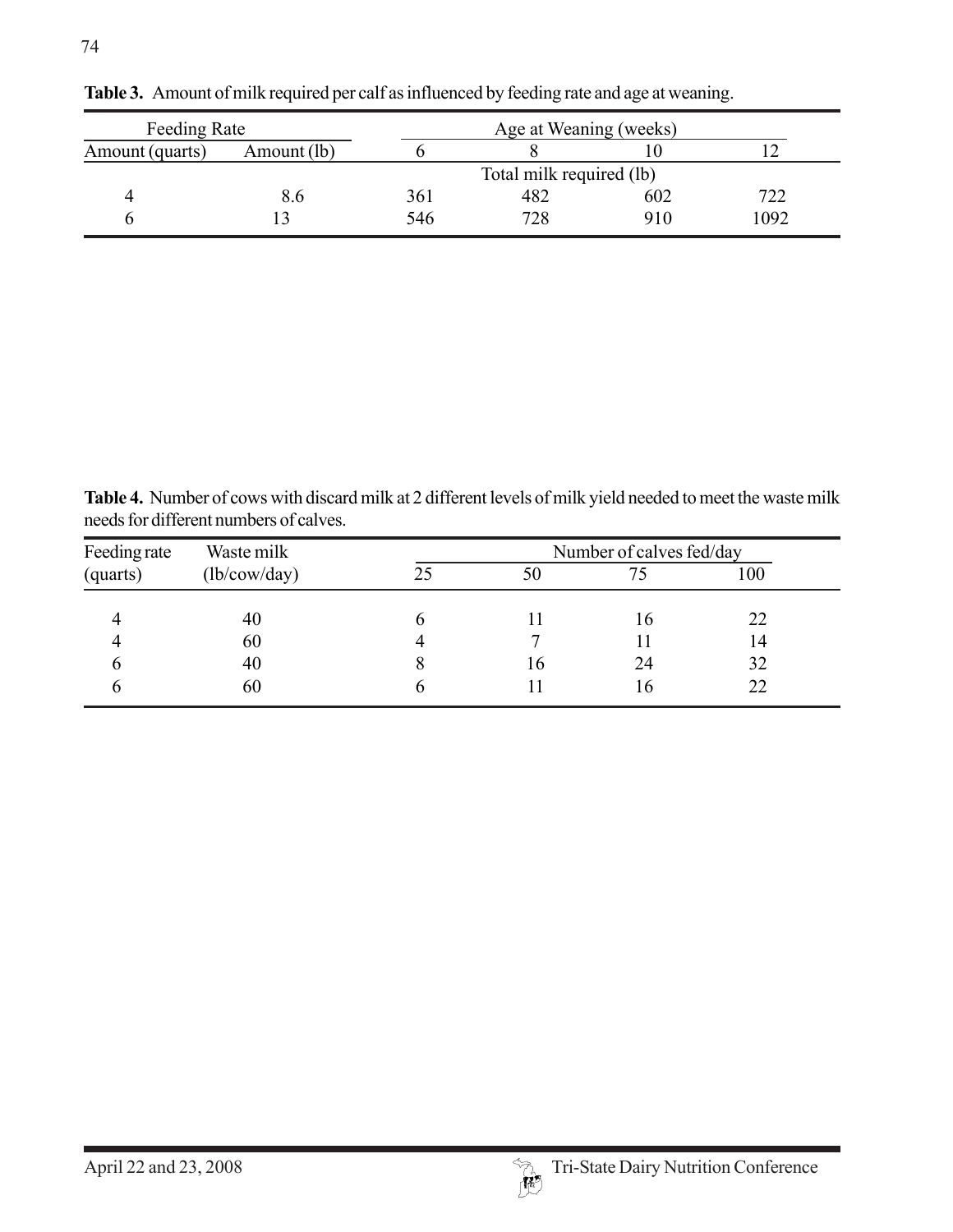**Table 3.** Amount of milk required per calf as influenced by feeding rate and age at weaning.

| Feeding Rate | | Age at Weaning (weeks) | | | |
|---|---|---|---|---|---|
| Amount (quarts) | Amount (lb) | 6 | 8 | 10 | 12 |
| | | Total milk required (lb) | | | |
| 4 | 8.6 | 361 | 482 | 602 | 722 |
| 6 | 13 | 546 | 728 | 910 | 1092 |

**Table 4.** Number of cows with discard milk at 2 different levels of milk yield needed to meet the waste milk needs for different numbers of calves.

| Feeding rate | Waste milk | Number of calves fed/day | | | |
|---|---|---|---|---|---|
| (quarts) | (lb/cow/day) | 25 | 50 | 75 | 100 |
| 4 | 40 | 6 | 11 | 16 | 22 |
| 4 | 60 | 4 | 7 | 11 | 14 |
| 6 | 40 | 8 | 16 | 24 | 32 |
| 6 | 60 | 6 | 11 | 16 | 22 |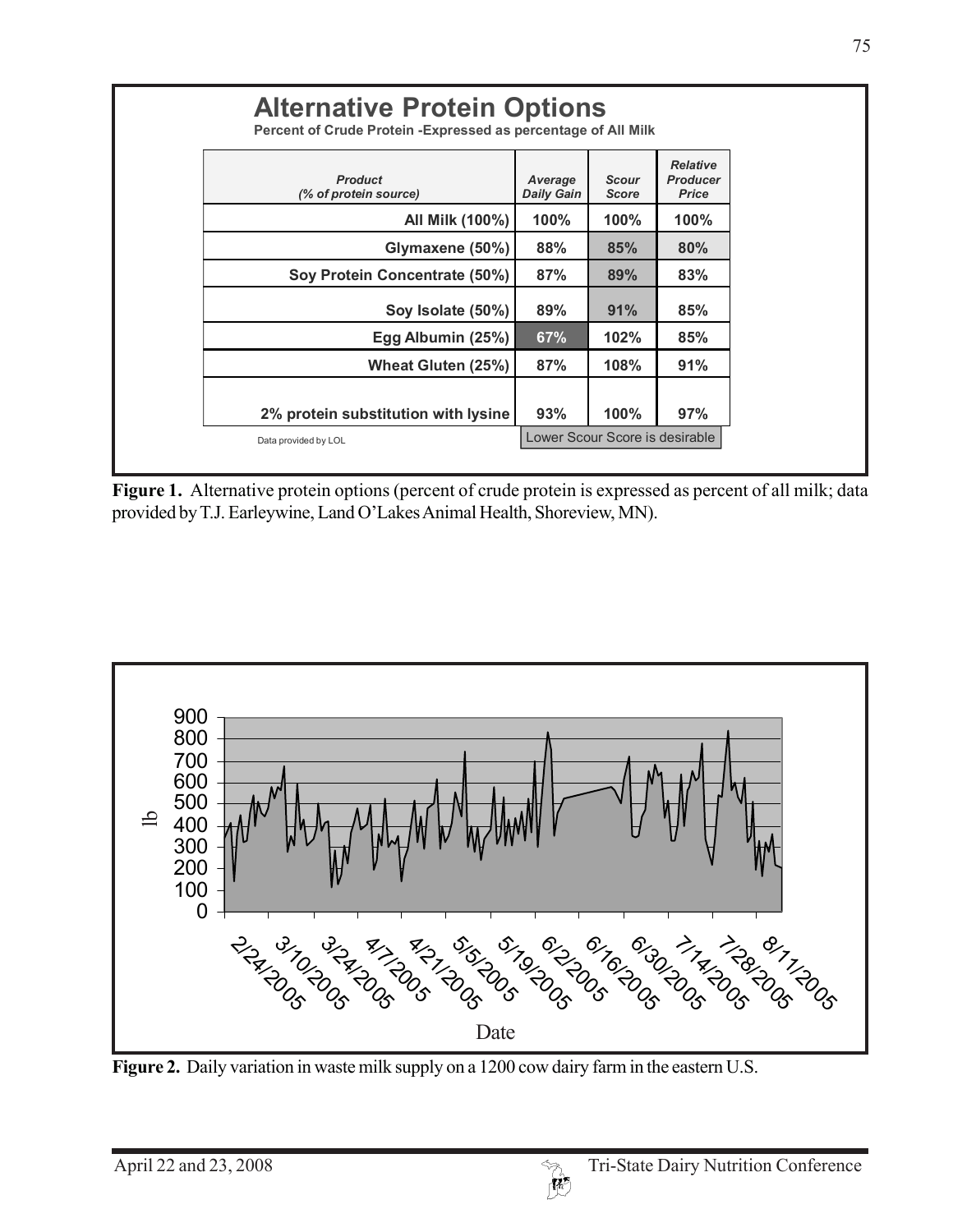**Alternative Protein Options**

Percent of Crude Protein -Expressed as percentage of All Milk

| *Product (% of protein source)* | *Average Daily Gain* | *Scour Score* | *Relative Producer Price* |
|---|---|---|---|
| **All Milk (100%)** | **100%** | **100%** | **100%** |
| **Glymaxene (50%)** | **88%** | **85%** | **80%** |
| **Soy Protein Concentrate (50%)** | **87%** | **89%** | **83%** |
| **Soy Isolate (50%)** | **89%** | **91%** | **85%** |
| **Egg Albumin (25%)** | **67%** | **102%** | **85%** |
| **Wheat Gluten (25%)** | **87%** | **108%** | **91%** |
| **2% protein substitution with lysine** | **93%** | **100%** | **97%** |

Data provided by LOL

Lower Scour Score is desirable

**Figure 1.** Alternative protein options (percent of crude protein is expressed as percent of all milk; data provided by T.J. Earleywine, Land O'Lakes Animal Health, Shoreview, MN).

lb

900
800
700
600
500
400
300
200
100
0

2/24/2005
3/10/2005
3/24/2005
4/7/2005
4/21/2005
5/5/2005
5/19/2005
6/2/2005
6/16/2005
6/30/2005
7/14/2005
7/28/2005
8/11/2005

Date

**Figure 2.** Daily variation in waste milk supply on a 1200 cow dairy farm in the eastern U.S.